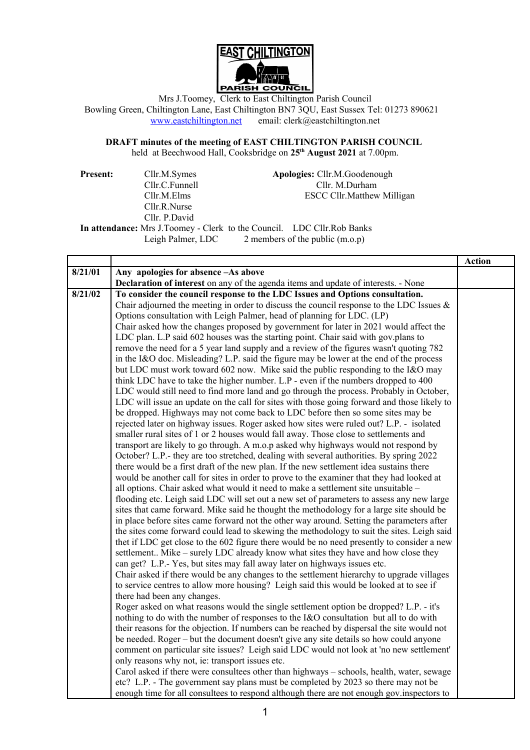EAST CHILTINGTON PARISH COUNCIL

Mrs J.Toomey, Clerk to East Chiltington Parish Council
Bowling Green, Chiltington Lane, East Chiltington BN7 3QU, East Sussex Tel: 01273 890621
www.eastchiltington.net email: clerk@eastchiltington.net

**DRAFT minutes of the meeting of EAST CHILTINGTON PARISH COUNCIL**
held at Beechwood Hall, Cooksbridge on **25th August 2021** at 7.00pm.

**Present:** Cllr.M.Symes, Cllr.C.Funnell, Cllr.M.Elms, Cllr.R.Nurse, Cllr. P.David

**Apologies:** Cllr.M.Goodenough, Cllr. M.Durham, ESCC Cllr.Matthew Milligan

**In attendance:** Mrs J.Toomey - Clerk to the Council. LDC Cllr.Rob Banks
Leigh Palmer, LDC 2 members of the public (m.o.p)

| | | Action |
|---|---|---|
| 8/21/01 | **Any apologies for absence –As above**<br>**Declaration of interest** on any of the agenda items and update of interests. - None | |
| 8/21/02 | **To consider the council response to the LDC Issues and Options consultation.**<br>Chair adjourned the meeting in order to discuss the council response to the LDC Issues & Options consultation with Leigh Palmer, head of planning for LDC. (LP)<br>Chair asked how the changes proposed by government for later in 2021 would affect the LDC plan. L.P said 602 houses was the starting point. Chair said with gov.plans to remove the need for a 5 year land supply and a review of the figures wasn't quoting 782 in the I&O doc. Misleading? L.P. said the figure may be lower at the end of the process but LDC must work toward 602 now. Mike said the public responding to the I&O may think LDC have to take the higher number. L.P - even if the numbers dropped to 400 LDC would still need to find more land and go through the process. Probably in October, LDC will issue an update on the call for sites with those going forward and those likely to be dropped. Highways may not come back to LDC before then so some sites may be rejected later on highway issues. Roger asked how sites were ruled out? L.P. - isolated smaller rural sites of 1 or 2 houses would fall away. Those close to settlements and transport are likely to go through. A m.o.p asked why highways would not respond by October? L.P.- they are too stretched, dealing with several authorities. By spring 2022 there would be a first draft of the new plan. If the new settlement idea sustains there would be another call for sites in order to prove to the examiner that they had looked at all options. Chair asked what would it need to make a settlement site unsuitable – flooding etc. Leigh said LDC will set out a new set of parameters to assess any new large sites that came forward. Mike said he thought the methodology for a large site should be in place before sites came forward not the other way around. Setting the parameters after the sites come forward could lead to skewing the methodology to suit the sites. Leigh said thet if LDC get close to the 602 figure there would be no need presently to consider a new settlement.. Mike – surely LDC already know what sites they have and how close they can get? L.P.- Yes, but sites may fall away later on highways issues etc.<br>Chair asked if there would be any changes to the settlement hierarchy to upgrade villages to service centres to allow more housing? Leigh said this would be looked at to see if there had been any changes.<br>Roger asked on what reasons would the single settlement option be dropped? L.P. - it's nothing to do with the number of responses to the I&O consultation but all to do with their reasons for the objection. If numbers can be reached by dispersal the site would not be needed. Roger – but the document doesn't give any site details so how could anyone comment on particular site issues? Leigh said LDC would not look at 'no new settlement' only reasons why not, ie: transport issues etc.<br>Carol asked if there were consultees other than highways – schools, health, water, sewage etc? L.P. - The government say plans must be completed by 2023 so there may not be enough time for all consultees to respond although there are not enough gov.inspectors to | |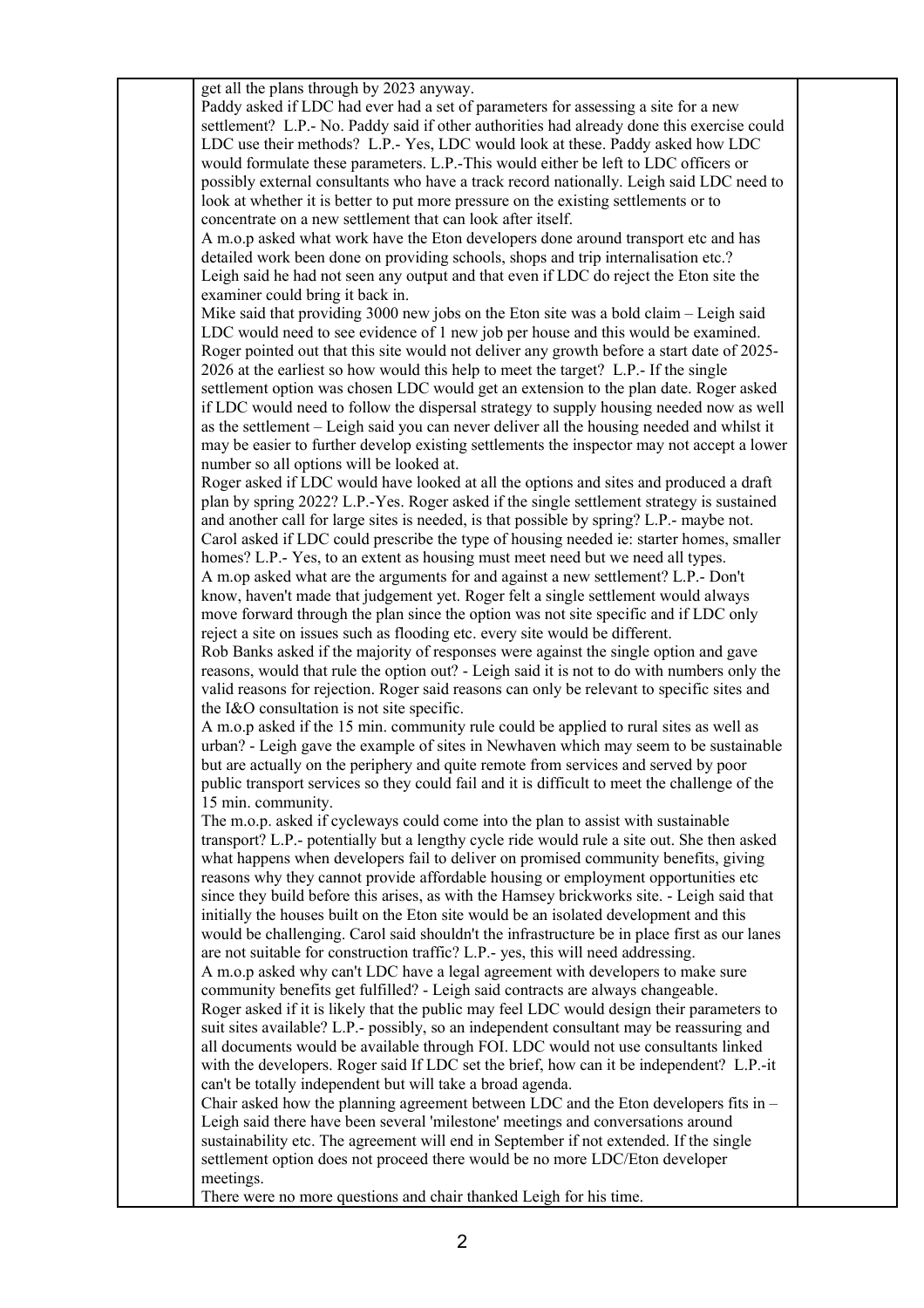get all the plans through by 2023 anyway.

Paddy asked if LDC had ever had a set of parameters for assessing a site for a new settlement? L.P.- No. Paddy said if other authorities had already done this exercise could LDC use their methods? L.P.- Yes, LDC would look at these. Paddy asked how LDC would formulate these parameters. L.P.-This would either be left to LDC officers or possibly external consultants who have a track record nationally. Leigh said LDC need to look at whether it is better to put more pressure on the existing settlements or to concentrate on a new settlement that can look after itself.

A m.o.p asked what work have the Eton developers done around transport etc and has detailed work been done on providing schools, shops and trip internalisation etc.? Leigh said he had not seen any output and that even if LDC do reject the Eton site the examiner could bring it back in.

Mike said that providing 3000 new jobs on the Eton site was a bold claim – Leigh said LDC would need to see evidence of 1 new job per house and this would be examined. Roger pointed out that this site would not deliver any growth before a start date of 2025-2026 at the earliest so how would this help to meet the target? L.P.- If the single settlement option was chosen LDC would get an extension to the plan date. Roger asked if LDC would need to follow the dispersal strategy to supply housing needed now as well as the settlement – Leigh said you can never deliver all the housing needed and whilst it may be easier to further develop existing settlements the inspector may not accept a lower number so all options will be looked at.

Roger asked if LDC would have looked at all the options and sites and produced a draft plan by spring 2022? L.P.-Yes. Roger asked if the single settlement strategy is sustained and another call for large sites is needed, is that possible by spring? L.P.- maybe not.

Carol asked if LDC could prescribe the type of housing needed ie: starter homes, smaller homes? L.P.- Yes, to an extent as housing must meet need but we need all types.

A m.op asked what are the arguments for and against a new settlement? L.P.- Don't know, haven't made that judgement yet. Roger felt a single settlement would always move forward through the plan since the option was not site specific and if LDC only reject a site on issues such as flooding etc. every site would be different.

Rob Banks asked if the majority of responses were against the single option and gave reasons, would that rule the option out? - Leigh said it is not to do with numbers only the valid reasons for rejection. Roger said reasons can only be relevant to specific sites and the I&O consultation is not site specific.

A m.o.p asked if the 15 min. community rule could be applied to rural sites as well as urban? - Leigh gave the example of sites in Newhaven which may seem to be sustainable but are actually on the periphery and quite remote from services and served by poor public transport services so they could fail and it is difficult to meet the challenge of the 15 min. community.

The m.o.p. asked if cycleways could come into the plan to assist with sustainable transport? L.P.- potentially but a lengthy cycle ride would rule a site out. She then asked what happens when developers fail to deliver on promised community benefits, giving reasons why they cannot provide affordable housing or employment opportunities etc since they build before this arises, as with the Hamsey brickworks site. - Leigh said that initially the houses built on the Eton site would be an isolated development and this would be challenging. Carol said shouldn't the infrastructure be in place first as our lanes are not suitable for construction traffic? L.P.- yes, this will need addressing.

A m.o.p asked why can't LDC have a legal agreement with developers to make sure community benefits get fulfilled? - Leigh said contracts are always changeable.

Roger asked if it is likely that the public may feel LDC would design their parameters to suit sites available? L.P.- possibly, so an independent consultant may be reassuring and all documents would be available through FOI. LDC would not use consultants linked with the developers. Roger said If LDC set the brief, how can it be independent? L.P.-it can't be totally independent but will take a broad agenda.

Chair asked how the planning agreement between LDC and the Eton developers fits in – Leigh said there have been several 'milestone' meetings and conversations around sustainability etc. The agreement will end in September if not extended. If the single settlement option does not proceed there would be no more LDC/Eton developer meetings.

There were no more questions and chair thanked Leigh for his time.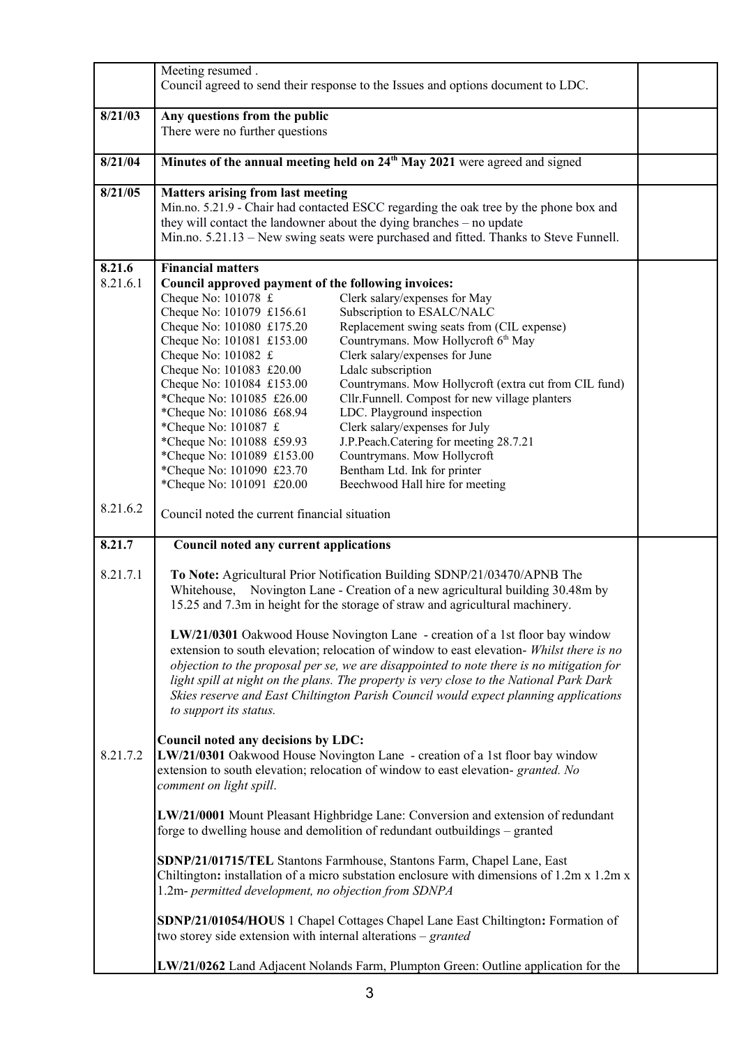| | | |
|---|---|---|
| | Meeting resumed .<br>Council agreed to send their response to the Issues and options document to LDC. | |
| **8/21/03** | **Any questions from the public**<br>There were no further questions | |
| **8/21/04** | **Minutes of the annual meeting held on 24th May 2021** were agreed and signed | |
| **8/21/05** | **Matters arising from last meeting**<br>Min.no. 5.21.9 - Chair had contacted ESCC regarding the oak tree by the phone box and they will contact the landowner about the dying branches – no update<br>Min.no. 5.21.13 – New swing seats were purchased and fitted. Thanks to Steve Funnell. | |
| **8.21.6**<br>8.21.6.1<br><br><br><br><br><br><br><br><br><br><br><br><br><br><br>8.21.6.2 | **Financial matters**<br>**Council approved payment of the following invoices:**<br>Cheque No: 101078 £ — Clerk salary/expenses for May<br>Cheque No: 101079 £156.61 — Subscription to ESALC/NALC<br>Cheque No: 101080 £175.20 — Replacement swing seats from (CIL expense)<br>Cheque No: 101081 £153.00 — Countrymans. Mow Hollycroft 6th May<br>Cheque No: 101082 £ — Clerk salary/expenses for June<br>Cheque No: 101083 £20.00 — Ldalc subscription<br>Cheque No: 101084 £153.00 — Countrymans. Mow Hollycroft (extra cut from CIL fund)<br>*Cheque No: 101085 £26.00 — Cllr.Funnell. Compost for new village planters<br>*Cheque No: 101086 £68.94 — LDC. Playground inspection<br>*Cheque No: 101087 £ — Clerk salary/expenses for July<br>*Cheque No: 101088 £59.93 — J.P.Peach.Catering for meeting 28.7.21<br>*Cheque No: 101089 £153.00 — Countrymans. Mow Hollycroft<br>*Cheque No: 101090 £23.70 — Bentham Ltd. Ink for printer<br>*Cheque No: 101091 £20.00 — Beechwood Hall hire for meeting<br><br>Council noted the current financial situation | |
| **8.21.7**<br><br>8.21.7.1<br><br><br><br><br><br><br><br><br><br><br><br><br><br>8.21.7.2 | **Council noted any current applications**<br><br>**To Note:** Agricultural Prior Notification Building SDNP/21/03470/APNB The Whitehouse, Novington Lane - Creation of a new agricultural building 30.48m by 15.25 and 7.3m in height for the storage of straw and agricultural machinery.<br><br>**LW/21/0301** Oakwood House Novington Lane - creation of a 1st floor bay window extension to south elevation; relocation of window to east elevation- *Whilst there is no objection to the proposal per se, we are disappointed to note there is no mitigation for light spill at night on the plans. The property is very close to the National Park Dark Skies reserve and East Chiltington Parish Council would expect planning applications to support its status.*<br><br>**Council noted any decisions by LDC:**<br>**LW/21/0301** Oakwood House Novington Lane - creation of a 1st floor bay window extension to south elevation; relocation of window to east elevation- *granted. No comment on light spill*.<br><br>**LW/21/0001** Mount Pleasant Highbridge Lane: Conversion and extension of redundant forge to dwelling house and demolition of redundant outbuildings – granted<br><br>**SDNP/21/01715/TEL** Stantons Farmhouse, Stantons Farm, Chapel Lane, East Chiltington**:** installation of a micro substation enclosure with dimensions of 1.2m x 1.2m x 1.2m- *permitted development, no objection from SDNPA*<br><br>**SDNP/21/01054/HOUS** 1 Chapel Cottages Chapel Lane East Chiltington**:** Formation of two storey side extension with internal alterations – *granted*<br><br>**LW/21/0262** Land Adjacent Nolands Farm, Plumpton Green: Outline application for the | |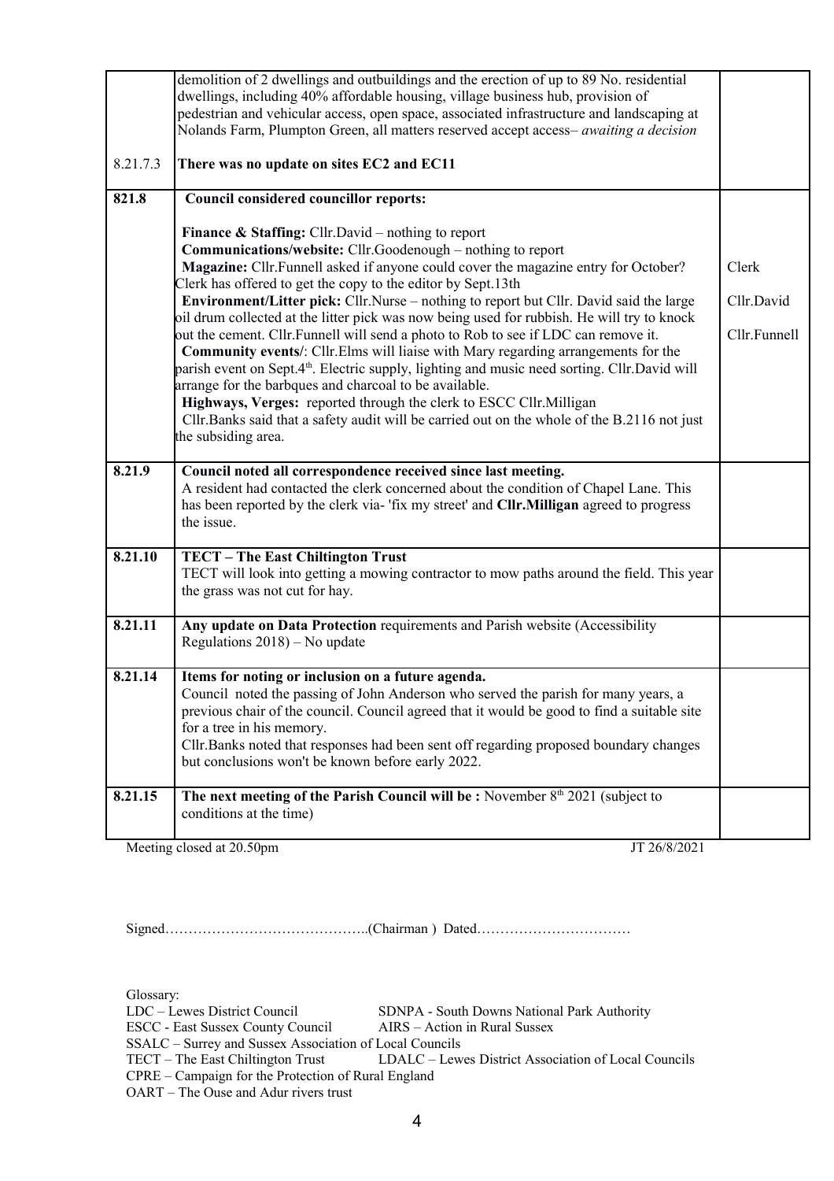| | | |
|---|---|---|
| | demolition of 2 dwellings and outbuildings and the erection of up to 89 No. residential dwellings, including 40% affordable housing, village business hub, provision of pedestrian and vehicular access, open space, associated infrastructure and landscaping at Nolands Farm, Plumpton Green, all matters reserved accept access– *awaiting a decision* | |
| 8.21.7.3 | **There was no update on sites EC2 and EC11** | |
| **821.8** | **Council considered councillor reports:**<br><br>**Finance & Staffing:** Cllr.David – nothing to report<br>**Communications/website:** Cllr.Goodenough – nothing to report<br>**Magazine:** Cllr.Funnell asked if anyone could cover the magazine entry for October? Clerk has offered to get the copy to the editor by Sept.13th<br>**Environment/Litter pick:** Cllr.Nurse – nothing to report but Cllr. David said the large oil drum collected at the litter pick was now being used for rubbish. He will try to knock out the cement. Cllr.Funnell will send a photo to Rob to see if LDC can remove it.<br>**Community events/**: Cllr.Elms will liaise with Mary regarding arrangements for the parish event on Sept.4th. Electric supply, lighting and music need sorting. Cllr.David will arrange for the barbques and charcoal to be available.<br>**Highways, Verges:** reported through the clerk to ESCC Cllr.Milligan<br>Cllr.Banks said that a safety audit will be carried out on the whole of the B.2116 not just the subsiding area. | Clerk<br><br>Cllr.David<br><br>Cllr.Funnell |
| **8.21.9** | **Council noted all correspondence received since last meeting.**<br>A resident had contacted the clerk concerned about the condition of Chapel Lane. This has been reported by the clerk via- 'fix my street' and **Cllr.Milligan** agreed to progress the issue. | |
| **8.21.10** | **TECT – The East Chiltington Trust**<br>TECT will look into getting a mowing contractor to mow paths around the field. This year the grass was not cut for hay. | |
| **8.21.11** | **Any update on Data Protection** requirements and Parish website (Accessibility Regulations 2018) – No update | |
| **8.21.14** | **Items for noting or inclusion on a future agenda.**<br>Council noted the passing of John Anderson who served the parish for many years, a previous chair of the council. Council agreed that it would be good to find a suitable site for a tree in his memory.<br>Cllr.Banks noted that responses had been sent off regarding proposed boundary changes but conclusions won't be known before early 2022. | |
| **8.21.15** | **The next meeting of the Parish Council will be :** November 8th 2021 (subject to conditions at the time) | |

Meeting closed at 20.50pm JT 26/8/2021

Signed……………………………………..(Chairman ) Dated……………………………

Glossary:

LDC – Lewes District Council
SDNPA - South Downs National Park Authority
ESCC - East Sussex County Council
AIRS – Action in Rural Sussex
SSALC – Surrey and Sussex Association of Local Councils
TECT – The East Chiltington Trust
LDALC – Lewes District Association of Local Councils
CPRE – Campaign for the Protection of Rural England
OART – The Ouse and Adur rivers trust